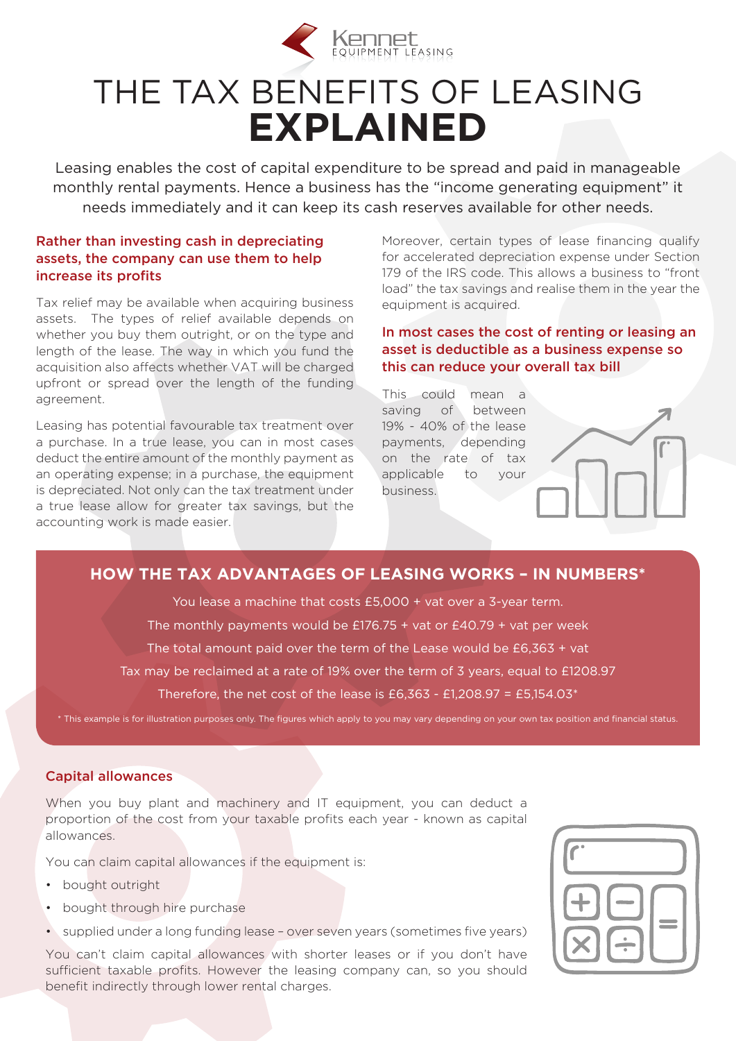Kennet EQUIPMENT LEASING

# THE TAX BENEFITS OF LEASING **EXPLAINED**

Leasing enables the cost of capital expenditure to be spread and paid in manageable monthly rental payments. Hence a business has the "income generating equipment" it needs immediately and it can keep its cash reserves available for other needs.

### Rather than investing cash in depreciating assets, the company can use them to help increase its profits

Tax relief may be available when acquiring business assets. The types of relief available depends on whether you buy them outright, or on the type and length of the lease. The way in which you fund the acquisition also affects whether VAT will be charged upfront or spread over the length of the funding agreement.

Leasing has potential favourable tax treatment over a purchase. In a true lease, you can in most cases deduct the entire amount of the monthly payment as an operating expense; in a purchase, the equipment is depreciated. Not only can the tax treatment under a true lease allow for greater tax savings, but the accounting work is made easier.

Moreover, certain types of lease financing qualify for accelerated depreciation expense under Section 179 of the IRS code. This allows a business to "front load" the tax savings and realise them in the year the equipment is acquired.

### In most cases the cost of renting or leasing an asset is deductible as a business expense so this can reduce your overall tax bill

This could mean a saving of between 19% - 40% of the lease payments, depending on the rate of tax applicable to your business.

## HOW THE TAX ADVANTAGES OF LEASING WORKS – IN NUMBERS*

You lease a machine that costs £5,000 + vat over a 3-year term.

The monthly payments would be £176.75 + vat or £40.79 + vat per week

The total amount paid over the term of the Lease would be £6,363 + vat

Tax may be reclaimed at a rate of 19% over the term of 3 years, equal to £1208.97

Therefore, the net cost of the lease is £6,363 - £1,208.97 = £5,154.03*

\* This example is for illustration purposes only. The figures which apply to you may vary depending on your own tax position and financial status.

### Capital allowances

When you buy plant and machinery and IT equipment, you can deduct a proportion of the cost from your taxable profits each year - known as capital allowances.

You can claim capital allowances if the equipment is:

- bought outright
- bought through hire purchase
- supplied under a long funding lease – over seven years (sometimes five years)

You can't claim capital allowances with shorter leases or if you don't have sufficient taxable profits. However the leasing company can, so you should benefit indirectly through lower rental charges.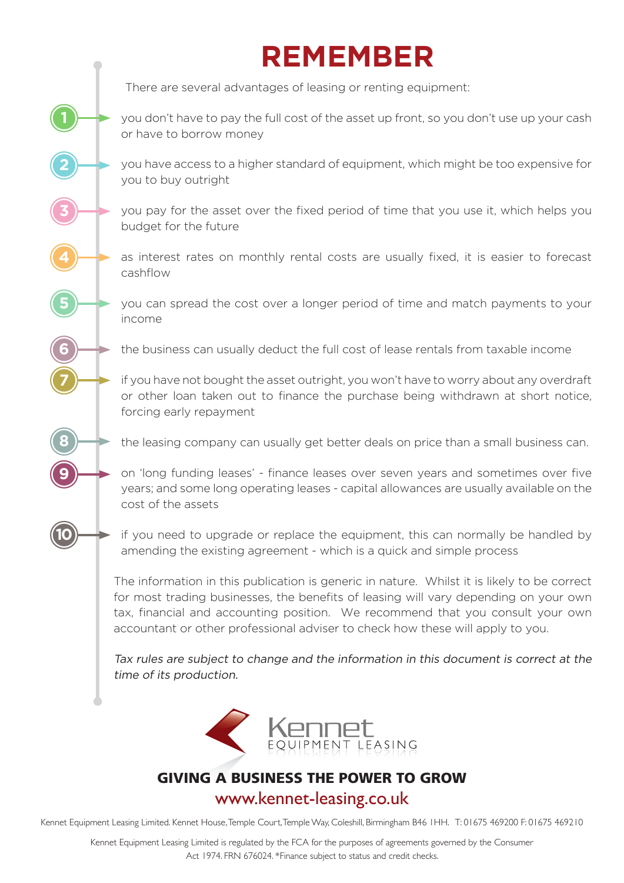# REMEMBER

There are several advantages of leasing or renting equipment:

1. you don't have to pay the full cost of the asset up front, so you don't use up your cash or have to borrow money
2. you have access to a higher standard of equipment, which might be too expensive for you to buy outright
3. you pay for the asset over the fixed period of time that you use it, which helps you budget for the future
4. as interest rates on monthly rental costs are usually fixed, it is easier to forecast cashflow
5. you can spread the cost over a longer period of time and match payments to your income
6. the business can usually deduct the full cost of lease rentals from taxable income
7. if you have not bought the asset outright, you won't have to worry about any overdraft or other loan taken out to finance the purchase being withdrawn at short notice, forcing early repayment
8. the leasing company can usually get better deals on price than a small business can.
9. on 'long funding leases' - finance leases over seven years and sometimes over five years; and some long operating leases - capital allowances are usually available on the cost of the assets
10. if you need to upgrade or replace the equipment, this can normally be handled by amending the existing agreement - which is a quick and simple process

The information in this publication is generic in nature. Whilst it is likely to be correct for most trading businesses, the benefits of leasing will vary depending on your own tax, financial and accounting position. We recommend that you consult your own accountant or other professional adviser to check how these will apply to you.

*Tax rules are subject to change and the information in this document is correct at the time of its production.*

Kennet
EQUIPMENT LEASING

**GIVING A BUSINESS THE POWER TO GROW**

www.kennet-leasing.co.uk

Kennet Equipment Leasing Limited. Kennet House, Temple Court, Temple Way, Coleshill, Birmingham B46 1HH. T: 01675 469200 F: 01675 469210

Kennet Equipment Leasing Limited is regulated by the FCA for the purposes of agreements governed by the Consumer Act 1974. FRN 676024. *Finance subject to status and credit checks.